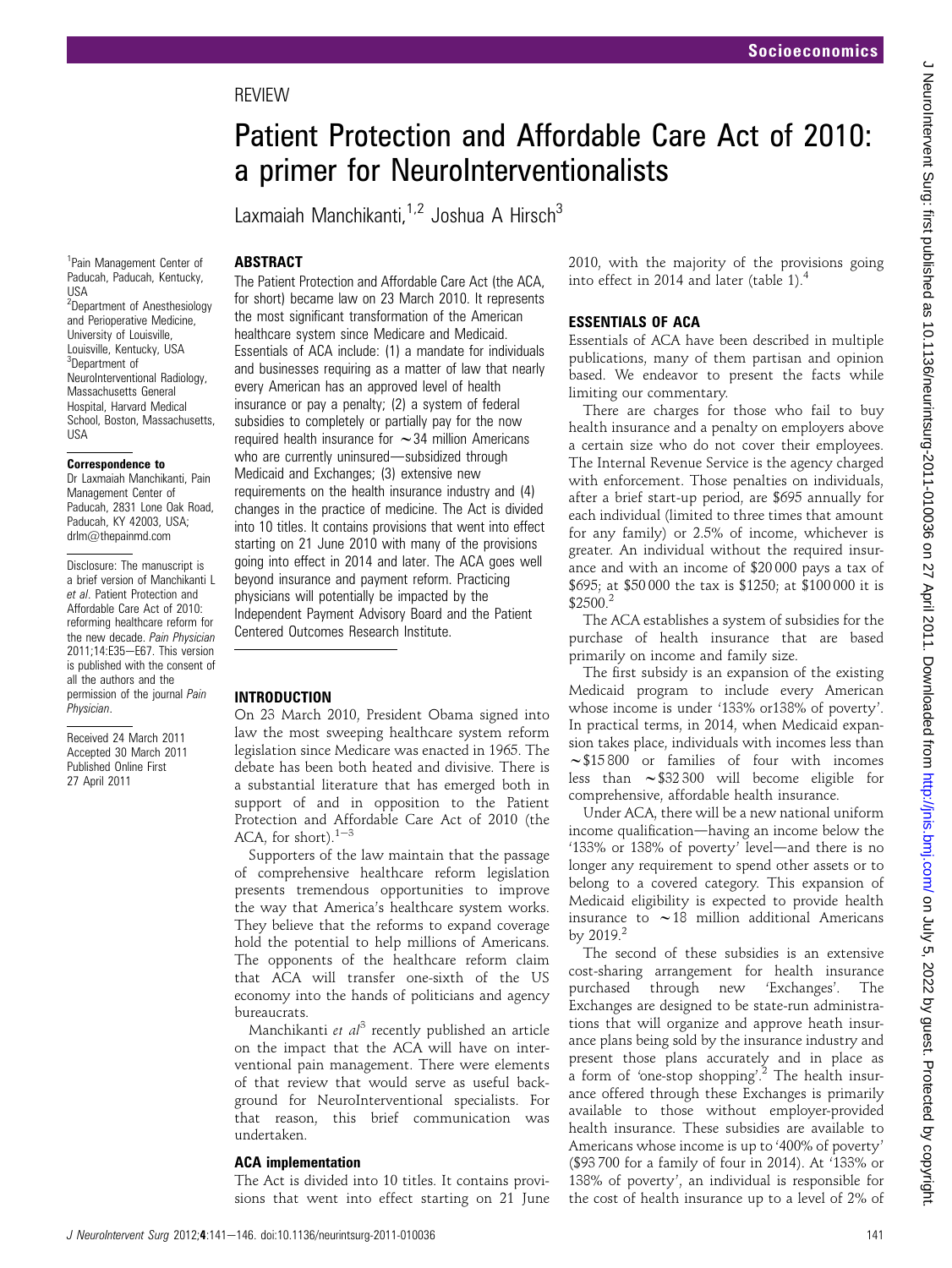REVIEW

# Patient Protection and Affordable Care Act of 2010: a primer for NeuroInterventionalists

Laxmaiah Manchikanti,[1,2] Joshua A Hirsch[3]

[1]Pain Management Center of Paducah, Paducah, Kentucky, USA
[2]Department of Anesthesiology and Perioperative Medicine, University of Louisville, Louisville, Kentucky, USA
[3]Department of NeuroInterventional Radiology, Massachusetts General Hospital, Harvard Medical School, Boston, Massachusetts, USA

**Correspondence to**
Dr Laxmaiah Manchikanti, Pain Management Center of Paducah, 2831 Lone Oak Road, Paducah, KY 42003, USA; drlm@thepainmd.com

Disclosure: The manuscript is a brief version of Manchikanti L *et al*. Patient Protection and Affordable Care Act of 2010: reforming healthcare reform for the new decade. *Pain Physician* 2011;14:E35–E67. This version is published with the consent of all the authors and the permission of the journal *Pain Physician*.

Received 24 March 2011
Accepted 30 March 2011
Published Online First 27 April 2011

## ABSTRACT

The Patient Protection and Affordable Care Act (the ACA, for short) became law on 23 March 2010. It represents the most significant transformation of the American healthcare system since Medicare and Medicaid. Essentials of ACA include: (1) a mandate for individuals and businesses requiring as a matter of law that nearly every American has an approved level of health insurance or pay a penalty; (2) a system of federal subsidies to completely or partially pay for the now required health insurance for ∼34 million Americans who are currently uninsured—subsidized through Medicaid and Exchanges; (3) extensive new requirements on the health insurance industry and (4) changes in the practice of medicine. The Act is divided into 10 titles. It contains provisions that went into effect starting on 21 June 2010 with many of the provisions going into effect in 2014 and later. The ACA goes well beyond insurance and payment reform. Practicing physicians will potentially be impacted by the Independent Payment Advisory Board and the Patient Centered Outcomes Research Institute.

## INTRODUCTION

On 23 March 2010, President Obama signed into law the most sweeping healthcare system reform legislation since Medicare was enacted in 1965. The debate has been both heated and divisive. There is a substantial literature that has emerged both in support of and in opposition to the Patient Protection and Affordable Care Act of 2010 (the ACA, for short).[1–3]

Supporters of the law maintain that the passage of comprehensive healthcare reform legislation presents tremendous opportunities to improve the way that America's healthcare system works. They believe that the reforms to expand coverage hold the potential to help millions of Americans. The opponents of the healthcare reform claim that ACA will transfer one-sixth of the US economy into the hands of politicians and agency bureaucrats.

Manchikanti *et al*[3] recently published an article on the impact that the ACA will have on interventional pain management. There were elements of that review that would serve as useful background for NeuroInterventional specialists. For that reason, this brief communication was undertaken.

### ACA implementation

The Act is divided into 10 titles. It contains provisions that went into effect starting on 21 June 2010, with the majority of the provisions going into effect in 2014 and later (table 1).[4]

## ESSENTIALS OF ACA

Essentials of ACA have been described in multiple publications, many of them partisan and opinion based. We endeavor to present the facts while limiting our commentary.

There are charges for those who fail to buy health insurance and a penalty on employers above a certain size who do not cover their employees. The Internal Revenue Service is the agency charged with enforcement. Those penalties on individuals, after a brief start-up period, are $695 annually for each individual (limited to three times that amount for any family) or 2.5% of income, whichever is greater. An individual without the required insurance and with an income of $20 000 pays a tax of $695; at $50 000 the tax is $1250; at $100 000 it is $2500.[2]

The ACA establishes a system of subsidies for the purchase of health insurance that are based primarily on income and family size.

The first subsidy is an expansion of the existing Medicaid program to include every American whose income is under '133% or138% of poverty'. In practical terms, in 2014, when Medicaid expansion takes place, individuals with incomes less than ∼$15 800 or families of four with incomes less than ∼$32 300 will become eligible for comprehensive, affordable health insurance.

Under ACA, there will be a new national uniform income qualification—having an income below the '133% or 138% of poverty' level—and there is no longer any requirement to spend other assets or to belong to a covered category. This expansion of Medicaid eligibility is expected to provide health insurance to ∼18 million additional Americans by 2019.[2]

The second of these subsidies is an extensive cost-sharing arrangement for health insurance purchased through new 'Exchanges'. The Exchanges are designed to be state-run administrations that will organize and approve heath insurance plans being sold by the insurance industry and present those plans accurately and in place as a form of 'one-stop shopping'.[2] The health insurance offered through these Exchanges is primarily available to those without employer-provided health insurance. These subsidies are available to Americans whose income is up to '400% of poverty' ($93 700 for a family of four in 2014). At '133% or 138% of poverty', an individual is responsible for the cost of health insurance up to a level of 2% of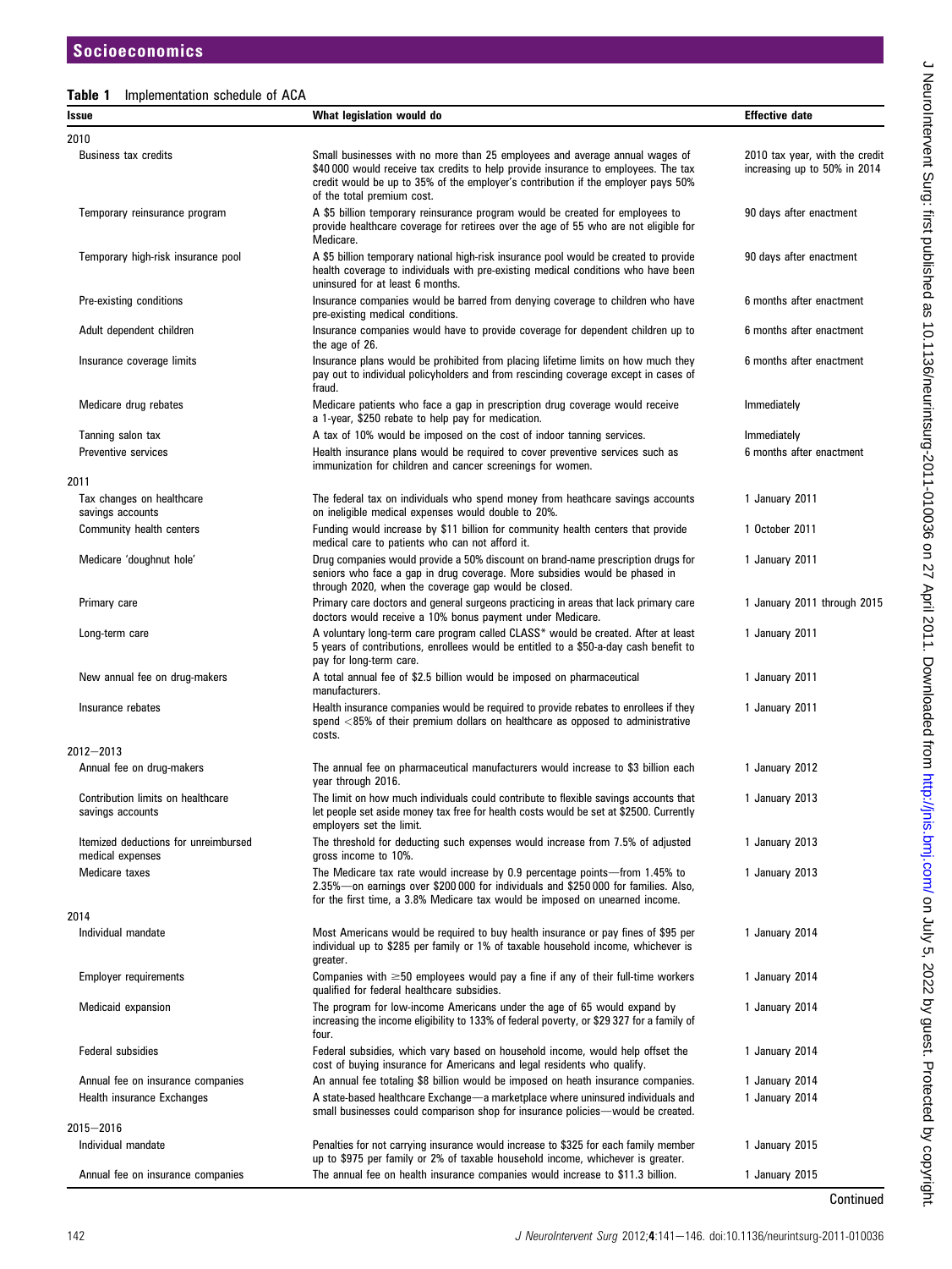**Table 1** Implementation schedule of ACA

| Issue | What legislation would do | Effective date |
|---|---|---|
| 2010 | | |
| Business tax credits | Small businesses with no more than 25 employees and average annual wages of $40 000 would receive tax credits to help provide insurance to employees. The tax credit would be up to 35% of the employer's contribution if the employer pays 50% of the total premium cost. | 2010 tax year, with the credit increasing up to 50% in 2014 |
| Temporary reinsurance program | A $5 billion temporary reinsurance program would be created for employees to provide healthcare coverage for retirees over the age of 55 who are not eligible for Medicare. | 90 days after enactment |
| Temporary high-risk insurance pool | A $5 billion temporary national high-risk insurance pool would be created to provide health coverage to individuals with pre-existing medical conditions who have been uninsured for at least 6 months. | 90 days after enactment |
| Pre-existing conditions | Insurance companies would be barred from denying coverage to children who have pre-existing medical conditions. | 6 months after enactment |
| Adult dependent children | Insurance companies would have to provide coverage for dependent children up to the age of 26. | 6 months after enactment |
| Insurance coverage limits | Insurance plans would be prohibited from placing lifetime limits on how much they pay out to individual policyholders and from rescinding coverage except in cases of fraud. | 6 months after enactment |
| Medicare drug rebates | Medicare patients who face a gap in prescription drug coverage would receive a 1-year, $250 rebate to help pay for medication. | Immediately |
| Tanning salon tax | A tax of 10% would be imposed on the cost of indoor tanning services. | Immediately |
| Preventive services | Health insurance plans would be required to cover preventive services such as immunization for children and cancer screenings for women. | 6 months after enactment |
| 2011 | | |
| Tax changes on healthcare savings accounts | The federal tax on individuals who spend money from heathcare savings accounts on ineligible medical expenses would double to 20%. | 1 January 2011 |
| Community health centers | Funding would increase by $11 billion for community health centers that provide medical care to patients who can not afford it. | 1 October 2011 |
| Medicare 'doughnut hole' | Drug companies would provide a 50% discount on brand-name prescription drugs for seniors who face a gap in drug coverage. More subsidies would be phased in through 2020, when the coverage gap would be closed. | 1 January 2011 |
| Primary care | Primary care doctors and general surgeons practicing in areas that lack primary care doctors would receive a 10% bonus payment under Medicare. | 1 January 2011 through 2015 |
| Long-term care | A voluntary long-term care program called CLASS* would be created. After at least 5 years of contributions, enrollees would be entitled to a $50-a-day cash benefit to pay for long-term care. | 1 January 2011 |
| New annual fee on drug-makers | A total annual fee of $2.5 billion would be imposed on pharmaceutical manufacturers. | 1 January 2011 |
| Insurance rebates | Health insurance companies would be required to provide rebates to enrollees if they spend <85% of their premium dollars on healthcare as opposed to administrative costs. | 1 January 2011 |
| 2012−2013 | | |
| Annual fee on drug-makers | The annual fee on pharmaceutical manufacturers would increase to $3 billion each year through 2016. | 1 January 2012 |
| Contribution limits on healthcare savings accounts | The limit on how much individuals could contribute to flexible savings accounts that let people set aside money tax free for health costs would be set at $2500. Currently employers set the limit. | 1 January 2013 |
| Itemized deductions for unreimbursed medical expenses | The threshold for deducting such expenses would increase from 7.5% of adjusted gross income to 10%. | 1 January 2013 |
| Medicare taxes | The Medicare tax rate would increase by 0.9 percentage points—from 1.45% to 2.35%—on earnings over $200 000 for individuals and $250 000 for families. Also, for the first time, a 3.8% Medicare tax would be imposed on unearned income. | 1 January 2013 |
| 2014 | | |
| Individual mandate | Most Americans would be required to buy health insurance or pay fines of $95 per individual up to $285 per family or 1% of taxable household income, whichever is greater. | 1 January 2014 |
| Employer requirements | Companies with ≥50 employees would pay a fine if any of their full-time workers qualified for federal healthcare subsidies. | 1 January 2014 |
| Medicaid expansion | The program for low-income Americans under the age of 65 would expand by increasing the income eligibility to 133% of federal poverty, or $29 327 for a family of four. | 1 January 2014 |
| Federal subsidies | Federal subsidies, which vary based on household income, would help offset the cost of buying insurance for Americans and legal residents who qualify. | 1 January 2014 |
| Annual fee on insurance companies | An annual fee totaling $8 billion would be imposed on heath insurance companies. | 1 January 2014 |
| Health insurance Exchanges | A state-based healthcare Exchange—a marketplace where uninsured individuals and small businesses could comparison shop for insurance policies—would be created. | 1 January 2014 |
| 2015−2016 | | |
| Individual mandate | Penalties for not carrying insurance would increase to $325 for each family member up to $975 per family or 2% of taxable household income, whichever is greater. | 1 January 2015 |
| Annual fee on insurance companies | The annual fee on health insurance companies would increase to $11.3 billion. | 1 January 2015 |

Continued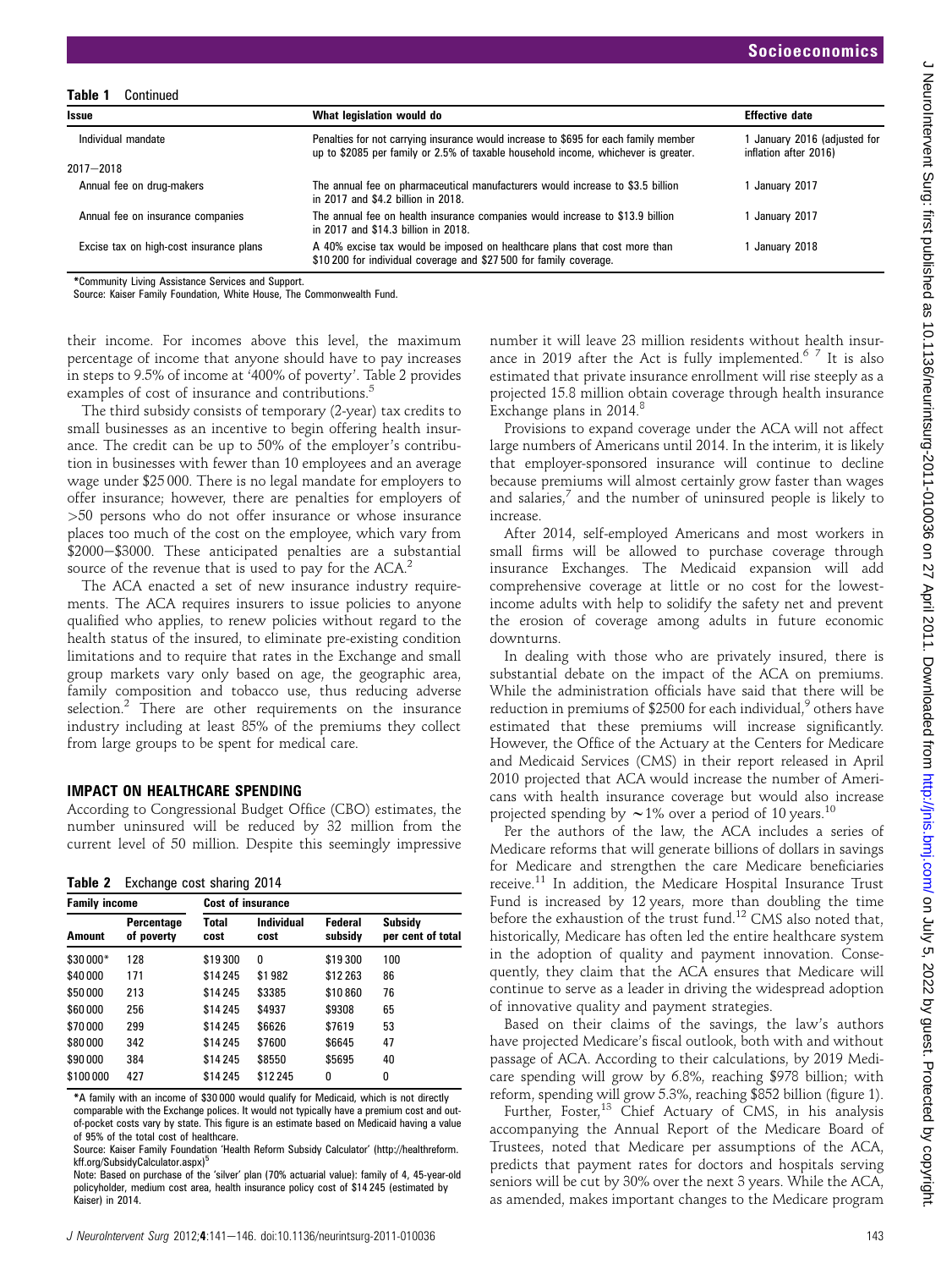**Table 1** Continued

| Issue | What legislation would do | Effective date |
|---|---|---|
| Individual mandate | Penalties for not carrying insurance would increase to $695 for each family member up to $2085 per family or 2.5% of taxable household income, whichever is greater. | 1 January 2016 (adjusted for inflation after 2016) |
| 2017–2018 | | |
| Annual fee on drug-makers | The annual fee on pharmaceutical manufacturers would increase to $3.5 billion in 2017 and $4.2 billion in 2018. | 1 January 2017 |
| Annual fee on insurance companies | The annual fee on health insurance companies would increase to $13.9 billion in 2017 and $14.3 billion in 2018. | 1 January 2017 |
| Excise tax on high-cost insurance plans | A 40% excise tax would be imposed on healthcare plans that cost more than $10 200 for individual coverage and $27 500 for family coverage. | 1 January 2018 |

*Community Living Assistance Services and Support.
Source: Kaiser Family Foundation, White House, The Commonwealth Fund.

their income. For incomes above this level, the maximum percentage of income that anyone should have to pay increases in steps to 9.5% of income at '400% of poverty'. Table 2 provides examples of cost of insurance and contributions.[5]

The third subsidy consists of temporary (2-year) tax credits to small businesses as an incentive to begin offering health insurance. The credit can be up to 50% of the employer's contribution in businesses with fewer than 10 employees and an average wage under $25 000. There is no legal mandate for employers to offer insurance; however, there are penalties for employers of >50 persons who do not offer insurance or whose insurance places too much of the cost on the employee, which vary from $2000–$3000. These anticipated penalties are a substantial source of the revenue that is used to pay for the ACA.[2]

The ACA enacted a set of new insurance industry requirements. The ACA requires insurers to issue policies to anyone qualified who applies, to renew policies without regard to the health status of the insured, to eliminate pre-existing condition limitations and to require that rates in the Exchange and small group markets vary only based on age, the geographic area, family composition and tobacco use, thus reducing adverse selection.[2] There are other requirements on the insurance industry including at least 85% of the premiums they collect from large groups to be spent for medical care.

## IMPACT ON HEALTHCARE SPENDING

According to Congressional Budget Office (CBO) estimates, the number uninsured will be reduced by 32 million from the current level of 50 million. Despite this seemingly impressive number it will leave 23 million residents without health insurance in 2019 after the Act is fully implemented.[6 7] It is also estimated that private insurance enrollment will rise steeply as a projected 15.8 million obtain coverage through health insurance Exchange plans in 2014.[8]

**Table 2** Exchange cost sharing 2014

| Family income | | Cost of insurance | | | |
|---|---|---|---|---|---|
| Amount | Percentage of poverty | Total cost | Individual cost | Federal subsidy | Subsidy per cent of total |
| $30 000* | 128 | $19 300 | 0 | $19 300 | 100 |
| $40 000 | 171 | $14 245 | $1982 | $12 263 | 86 |
| $50 000 | 213 | $14 245 | $3385 | $10 860 | 76 |
| $60 000 | 256 | $14 245 | $4937 | $9308 | 65 |
| $70 000 | 299 | $14 245 | $6626 | $7619 | 53 |
| $80 000 | 342 | $14 245 | $7600 | $6645 | 47 |
| $90 000 | 384 | $14 245 | $8550 | $5695 | 40 |
| $100 000 | 427 | $14 245 | $12 245 | 0 | 0 |

*A family with an income of $30 000 would qualify for Medicaid, which is not directly comparable with the Exchange polices. It would not typically have a premium cost and out-of-pocket costs vary by state. This figure is an estimate based on Medicaid having a value of 95% of the total cost of healthcare.
Source: Kaiser Family Foundation 'Health Reform Subsidy Calculator' (http://healthreform.kff.org/SubsidyCalculator.aspx)[5]
Note: Based on purchase of the 'silver' plan (70% actuarial value): family of 4, 45-year-old policyholder, medium cost area, health insurance policy cost of $14 245 (estimated by Kaiser) in 2014.

Provisions to expand coverage under the ACA will not affect large numbers of Americans until 2014. In the interim, it is likely that employer-sponsored insurance will continue to decline because premiums will almost certainly grow faster than wages and salaries,[7] and the number of uninsured people is likely to increase.

After 2014, self-employed Americans and most workers in small firms will be allowed to purchase coverage through insurance Exchanges. The Medicaid expansion will add comprehensive coverage at little or no cost for the lowest-income adults with help to solidify the safety net and prevent the erosion of coverage among adults in future economic downturns.

In dealing with those who are privately insured, there is substantial debate on the impact of the ACA on premiums. While the administration officials have said that there will be reduction in premiums of $2500 for each individual,[9] others have estimated that these premiums will increase significantly. However, the Office of the Actuary at the Centers for Medicare and Medicaid Services (CMS) in their report released in April 2010 projected that ACA would increase the number of Americans with health insurance coverage but would also increase projected spending by ~1% over a period of 10 years.[10]

Per the authors of the law, the ACA includes a series of Medicare reforms that will generate billions of dollars in savings for Medicare and strengthen the care Medicare beneficiaries receive.[11] In addition, the Medicare Hospital Insurance Trust Fund is increased by 12 years, more than doubling the time before the exhaustion of the trust fund.[12] CMS also noted that, historically, Medicare has often led the entire healthcare system in the adoption of quality and payment innovation. Consequently, they claim that the ACA ensures that Medicare will continue to serve as a leader in driving the widespread adoption of innovative quality and payment strategies.

Based on their claims of the savings, the law's authors have projected Medicare's fiscal outlook, both with and without passage of ACA. According to their calculations, by 2019 Medicare spending will grow by 6.8%, reaching $978 billion; with reform, spending will grow 5.3%, reaching $852 billion (figure 1).

Further, Foster,[13] Chief Actuary of CMS, in his analysis accompanying the Annual Report of the Medicare Board of Trustees, noted that Medicare per assumptions of the ACA, predicts that payment rates for doctors and hospitals serving seniors will be cut by 30% over the next 3 years. While the ACA, as amended, makes important changes to the Medicare program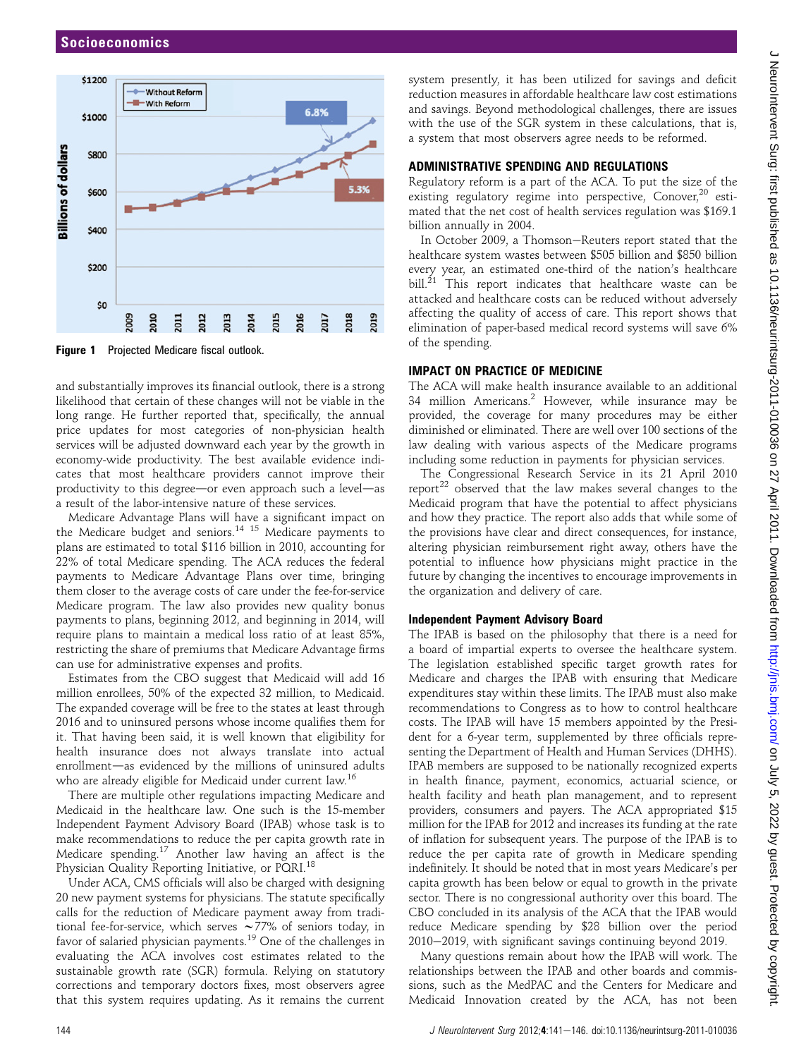Figure 1 Projected Medicare fiscal outlook.

and substantially improves its financial outlook, there is a strong likelihood that certain of these changes will not be viable in the long range. He further reported that, specifically, the annual price updates for most categories of non-physician health services will be adjusted downward each year by the growth in economy-wide productivity. The best available evidence indicates that most healthcare providers cannot improve their productivity to this degree—or even approach such a level—as a result of the labor-intensive nature of these services.

Medicare Advantage Plans will have a significant impact on the Medicare budget and seniors.[14 15] Medicare payments to plans are estimated to total $116 billion in 2010, accounting for 22% of total Medicare spending. The ACA reduces the federal payments to Medicare Advantage Plans over time, bringing them closer to the average costs of care under the fee-for-service Medicare program. The law also provides new quality bonus payments to plans, beginning 2012, and beginning in 2014, will require plans to maintain a medical loss ratio of at least 85%, restricting the share of premiums that Medicare Advantage firms can use for administrative expenses and profits.

Estimates from the CBO suggest that Medicaid will add 16 million enrollees, 50% of the expected 32 million, to Medicaid. The expanded coverage will be free to the states at least through 2016 and to uninsured persons whose income qualifies them for it. That having been said, it is well known that eligibility for health insurance does not always translate into actual enrollment—as evidenced by the millions of uninsured adults who are already eligible for Medicaid under current law.[16]

There are multiple other regulations impacting Medicare and Medicaid in the healthcare law. One such is the 15-member Independent Payment Advisory Board (IPAB) whose task is to make recommendations to reduce the per capita growth rate in Medicare spending.[17] Another law having an affect is the Physician Quality Reporting Initiative, or PQRI.[18]

Under ACA, CMS officials will also be charged with designing 20 new payment systems for physicians. The statute specifically calls for the reduction of Medicare payment away from traditional fee-for-service, which serves ~77% of seniors today, in favor of salaried physician payments.[19] One of the challenges in evaluating the ACA involves cost estimates related to the sustainable growth rate (SGR) formula. Relying on statutory corrections and temporary doctors fixes, most observers agree that this system requires updating. As it remains the current system presently, it has been utilized for savings and deficit reduction measures in affordable healthcare law cost estimations and savings. Beyond methodological challenges, there are issues with the use of the SGR system in these calculations, that is, a system that most observers agree needs to be reformed.

## ADMINISTRATIVE SPENDING AND REGULATIONS

Regulatory reform is a part of the ACA. To put the size of the existing regulatory regime into perspective, Conover,[20] estimated that the net cost of health services regulation was $169.1 billion annually in 2004.

In October 2009, a Thomson−Reuters report stated that the healthcare system wastes between $505 billion and $850 billion every year, an estimated one-third of the nation's healthcare bill.[21] This report indicates that healthcare waste can be attacked and healthcare costs can be reduced without adversely affecting the quality of access of care. This report shows that elimination of paper-based medical record systems will save 6% of the spending.

## IMPACT ON PRACTICE OF MEDICINE

The ACA will make health insurance available to an additional 34 million Americans.[2] However, while insurance may be provided, the coverage for many procedures may be either diminished or eliminated. There are well over 100 sections of the law dealing with various aspects of the Medicare programs including some reduction in payments for physician services.

The Congressional Research Service in its 21 April 2010 report[22] observed that the law makes several changes to the Medicaid program that have the potential to affect physicians and how they practice. The report also adds that while some of the provisions have clear and direct consequences, for instance, altering physician reimbursement right away, others have the potential to influence how physicians might practice in the future by changing the incentives to encourage improvements in the organization and delivery of care.

### Independent Payment Advisory Board

The IPAB is based on the philosophy that there is a need for a board of impartial experts to oversee the healthcare system. The legislation established specific target growth rates for Medicare and charges the IPAB with ensuring that Medicare expenditures stay within these limits. The IPAB must also make recommendations to Congress as to how to control healthcare costs. The IPAB will have 15 members appointed by the President for a 6-year term, supplemented by three officials representing the Department of Health and Human Services (DHHS). IPAB members are supposed to be nationally recognized experts in health finance, payment, economics, actuarial science, or health facility and heath plan management, and to represent providers, consumers and payers. The ACA appropriated $15 million for the IPAB for 2012 and increases its funding at the rate of inflation for subsequent years. The purpose of the IPAB is to reduce the per capita rate of growth in Medicare spending indefinitely. It should be noted that in most years Medicare's per capita growth has been below or equal to growth in the private sector. There is no congressional authority over this board. The CBO concluded in its analysis of the ACA that the IPAB would reduce Medicare spending by $28 billion over the period 2010−2019, with significant savings continuing beyond 2019.

Many questions remain about how the IPAB will work. The relationships between the IPAB and other boards and commissions, such as the MedPAC and the Centers for Medicare and Medicaid Innovation created by the ACA, has not been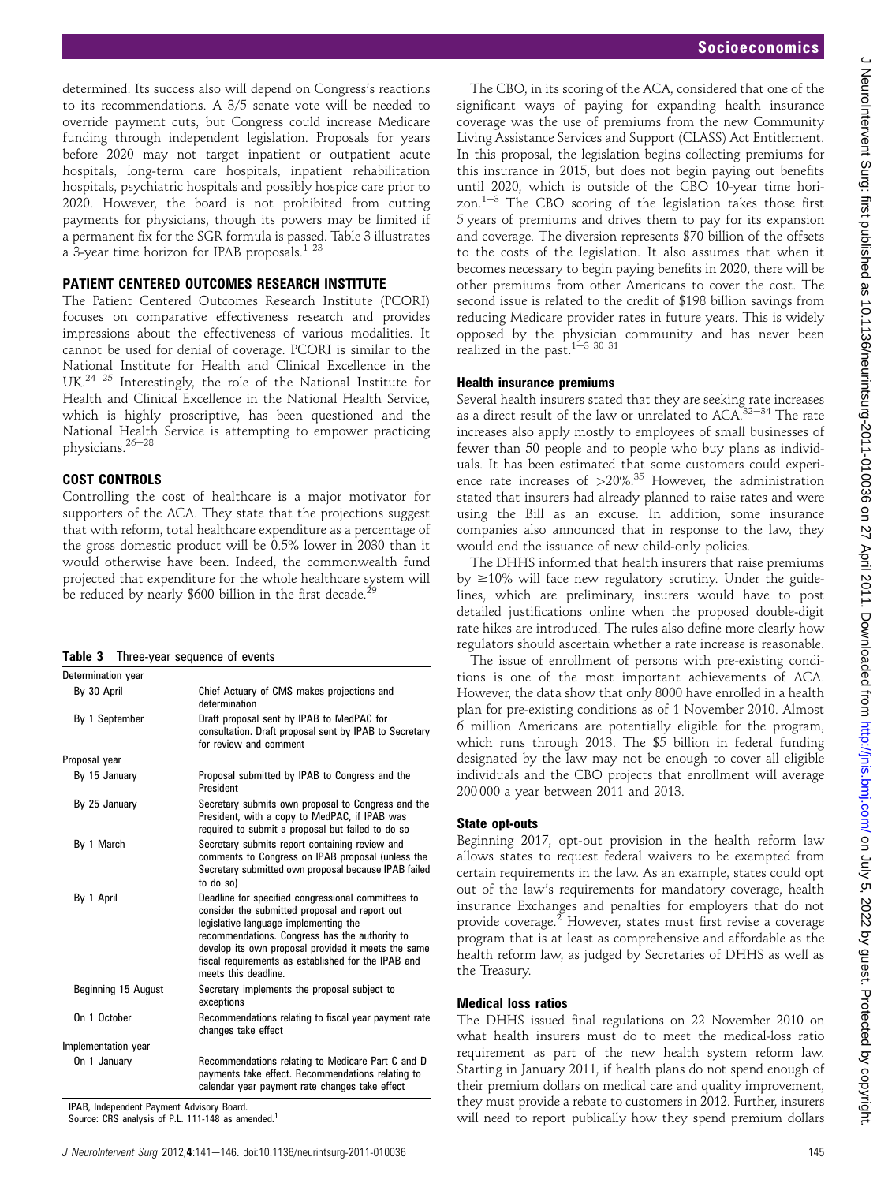determined. Its success also will depend on Congress's reactions to its recommendations. A 3/5 senate vote will be needed to override payment cuts, but Congress could increase Medicare funding through independent legislation. Proposals for years before 2020 may not target inpatient or outpatient acute hospitals, long-term care hospitals, inpatient rehabilitation hospitals, psychiatric hospitals and possibly hospice care prior to 2020. However, the board is not prohibited from cutting payments for physicians, though its powers may be limited if a permanent fix for the SGR formula is passed. Table 3 illustrates a 3-year time horizon for IPAB proposals.[1 23]

## PATIENT CENTERED OUTCOMES RESEARCH INSTITUTE

The Patient Centered Outcomes Research Institute (PCORI) focuses on comparative effectiveness research and provides impressions about the effectiveness of various modalities. It cannot be used for denial of coverage. PCORI is similar to the National Institute for Health and Clinical Excellence in the UK.[24 25] Interestingly, the role of the National Institute for Health and Clinical Excellence in the National Health Service, which is highly proscriptive, has been questioned and the National Health Service is attempting to empower practicing physicians.[26–28]

## COST CONTROLS

Controlling the cost of healthcare is a major motivator for supporters of the ACA. They state that the projections suggest that with reform, total healthcare expenditure as a percentage of the gross domestic product will be 0.5% lower in 2030 than it would otherwise have been. Indeed, the commonwealth fund projected that expenditure for the whole healthcare system will be reduced by nearly $600 billion in the first decade.[29]

**Table 3** Three-year sequence of events

| | |
|---|---|
| Determination year | |
| By 30 April | Chief Actuary of CMS makes projections and determination |
| By 1 September | Draft proposal sent by IPAB to MedPAC for consultation. Draft proposal sent by IPAB to Secretary for review and comment |
| Proposal year | |
| By 15 January | Proposal submitted by IPAB to Congress and the President |
| By 25 January | Secretary submits own proposal to Congress and the President, with a copy to MedPAC, if IPAB was required to submit a proposal but failed to do so |
| By 1 March | Secretary submits report containing review and comments to Congress on IPAB proposal (unless the Secretary submitted own proposal because IPAB failed to do so) |
| By 1 April | Deadline for specified congressional committees to consider the submitted proposal and report out legislative language implementing the recommendations. Congress has the authority to develop its own proposal provided it meets the same fiscal requirements as established for the IPAB and meets this deadline. |
| Beginning 15 August | Secretary implements the proposal subject to exceptions |
| On 1 October | Recommendations relating to fiscal year payment rate changes take effect |
| Implementation year | |
| On 1 January | Recommendations relating to Medicare Part C and D payments take effect. Recommendations relating to calendar year payment rate changes take effect |

IPAB, Independent Payment Advisory Board.
Source: CRS analysis of P.L. 111-148 as amended.[1]

The CBO, in its scoring of the ACA, considered that one of the significant ways of paying for expanding health insurance coverage was the use of premiums from the new Community Living Assistance Services and Support (CLASS) Act Entitlement. In this proposal, the legislation begins collecting premiums for this insurance in 2015, but does not begin paying out benefits until 2020, which is outside of the CBO 10-year time horizon.[1–3] The CBO scoring of the legislation takes those first 5 years of premiums and drives them to pay for its expansion and coverage. The diversion represents $70 billion of the offsets to the costs of the legislation. It also assumes that when it becomes necessary to begin paying benefits in 2020, there will be other premiums from other Americans to cover the cost. The second issue is related to the credit of $198 billion savings from reducing Medicare provider rates in future years. This is widely opposed by the physician community and has never been realized in the past.[1–3 30 31]

### Health insurance premiums

Several health insurers stated that they are seeking rate increases as a direct result of the law or unrelated to ACA.[32–34] The rate increases also apply mostly to employees of small businesses of fewer than 50 people and to people who buy plans as individuals. It has been estimated that some customers could experience rate increases of >20%.[35] However, the administration stated that insurers had already planned to raise rates and were using the Bill as an excuse. In addition, some insurance companies also announced that in response to the law, they would end the issuance of new child-only policies.

The DHHS informed that health insurers that raise premiums by ≥10% will face new regulatory scrutiny. Under the guidelines, which are preliminary, insurers would have to post detailed justifications online when the proposed double-digit rate hikes are introduced. The rules also define more clearly how regulators should ascertain whether a rate increase is reasonable.

The issue of enrollment of persons with pre-existing conditions is one of the most important achievements of ACA. However, the data show that only 8000 have enrolled in a health plan for pre-existing conditions as of 1 November 2010. Almost 6 million Americans are potentially eligible for the program, which runs through 2013. The $5 billion in federal funding designated by the law may not be enough to cover all eligible individuals and the CBO projects that enrollment will average 200 000 a year between 2011 and 2013.

### State opt-outs

Beginning 2017, opt-out provision in the health reform law allows states to request federal waivers to be exempted from certain requirements in the law. As an example, states could opt out of the law's requirements for mandatory coverage, health insurance Exchanges and penalties for employers that do not provide coverage.[2] However, states must first revise a coverage program that is at least as comprehensive and affordable as the health reform law, as judged by Secretaries of DHHS as well as the Treasury.

### Medical loss ratios

The DHHS issued final regulations on 22 November 2010 on what health insurers must do to meet the medical-loss ratio requirement as part of the new health system reform law. Starting in January 2011, if health plans do not spend enough of their premium dollars on medical care and quality improvement, they must provide a rebate to customers in 2012. Further, insurers will need to report publically how they spend premium dollars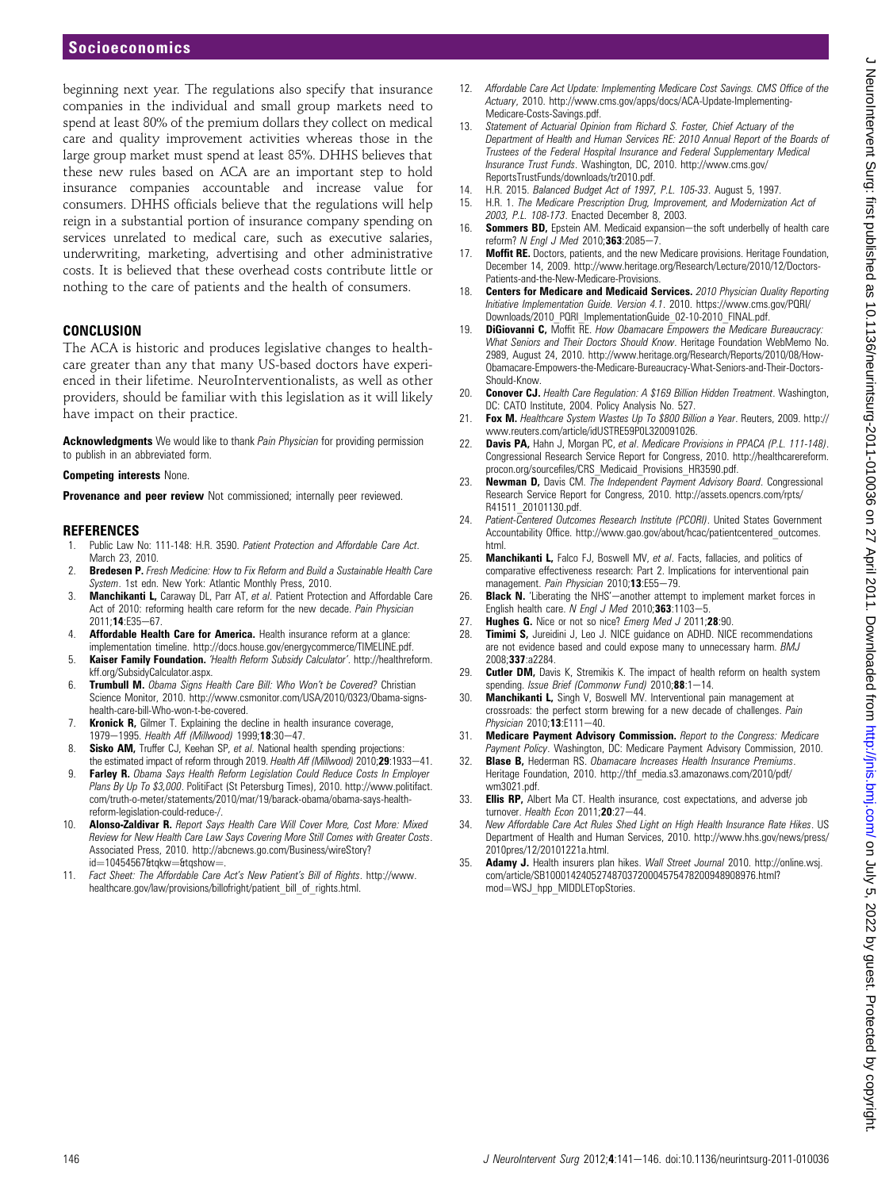beginning next year. The regulations also specify that insurance companies in the individual and small group markets need to spend at least 80% of the premium dollars they collect on medical care and quality improvement activities whereas those in the large group market must spend at least 85%. DHHS believes that these new rules based on ACA are an important step to hold insurance companies accountable and increase value for consumers. DHHS officials believe that the regulations will help reign in a substantial portion of insurance company spending on services unrelated to medical care, such as executive salaries, underwriting, marketing, advertising and other administrative costs. It is believed that these overhead costs contribute little or nothing to the care of patients and the health of consumers.

## CONCLUSION

The ACA is historic and produces legislative changes to healthcare greater than any that many US-based doctors have experienced in their lifetime. NeuroInterventionalists, as well as other providers, should be familiar with this legislation as it will likely have impact on their practice.

**Acknowledgments** We would like to thank *Pain Physician* for providing permission to publish in an abbreviated form.

**Competing interests** None.

**Provenance and peer review** Not commissioned; internally peer reviewed.

## REFERENCES

1. Public Law No: 111-148: H.R. 3590. *Patient Protection and Affordable Care Act*. March 23, 2010.
2. **Bredesen P.** *Fresh Medicine: How to Fix Reform and Build a Sustainable Health Care System*. 1st edn. New York: Atlantic Monthly Press, 2010.
3. **Manchikanti L,** Caraway DL, Parr AT, *et al*. Patient Protection and Affordable Care Act of 2010: reforming health care reform for the new decade. *Pain Physician* 2011;**14**:E35—67.
4. **Affordable Health Care for America.** Health insurance reform at a glance: implementation timeline. http://docs.house.gov/energycommerce/TIMELINE.pdf.
5. **Kaiser Family Foundation.** *'Health Reform Subsidy Calculator'*. http://healthreform.kff.org/SubsidyCalculator.aspx.
6. **Trumbull M.** *Obama Signs Health Care Bill: Who Won't be Covered?* Christian Science Monitor, 2010. http://www.csmonitor.com/USA/2010/0323/Obama-signs-health-care-bill-Who-won-t-be-covered.
7. **Kronick R,** Gilmer T. Explaining the decline in health insurance coverage, 1979—1995. *Health Aff (Millwood)* 1999;**18**:30—47.
8. **Sisko AM,** Truffer CJ, Keehan SP, *et al*. National health spending projections: the estimated impact of reform through 2019. *Health Aff (Millwood)* 2010;**29**:1933—41.
9. **Farley R.** *Obama Says Health Reform Legislation Could Reduce Costs In Employer Plans By Up To $3,000*. PolitiFact (St Petersburg Times), 2010. http://www.politifact.com/truth-o-meter/statements/2010/mar/19/barack-obama/obama-says-health-reform-legislation-could-reduce-/.
10. **Alonso-Zaldivar R.** *Report Says Health Care Will Cover More, Cost More: Mixed Review for New Health Care Law Says Covering More Still Comes with Greater Costs*. Associated Press, 2010. http://abcnews.go.com/Business/wireStory?id=10454567&tqkw=&tqshow=.
11. *Fact Sheet: The Affordable Care Act's New Patient's Bill of Rights*. http://www.healthcare.gov/law/provisions/billofright/patient_bill_of_rights.html.
12. *Affordable Care Act Update: Implementing Medicare Cost Savings. CMS Office of the Actuary*, 2010. http://www.cms.gov/apps/docs/ACA-Update-Implementing-Medicare-Costs-Savings.pdf.
13. *Statement of Actuarial Opinion from Richard S. Foster, Chief Actuary of the Department of Health and Human Services RE: 2010 Annual Report of the Boards of Trustees of the Federal Hospital Insurance and Federal Supplementary Medical Insurance Trust Funds*. Washington, DC, 2010. http://www.cms.gov/ReportsTrustFunds/downloads/tr2010.pdf.
14. H.R. 2015. *Balanced Budget Act of 1997, P.L. 105-33*. August 5, 1997.
15. H.R. 1. *The Medicare Prescription Drug, Improvement, and Modernization Act of 2003, P.L. 108-173*. Enacted December 8, 2003.
16. **Sommers BD,** Epstein AM. Medicaid expansion—the soft underbelly of health care reform? *N Engl J Med* 2010;**363**:2085—7.
17. **Moffit RE.** Doctors, patients, and the new Medicare provisions. Heritage Foundation, December 14, 2009. http://www.heritage.org/Research/Lecture/2010/12/Doctors-Patients-and-the-New-Medicare-Provisions.
18. **Centers for Medicare and Medicaid Services.** *2010 Physician Quality Reporting Initiative Implementation Guide. Version 4.1*. 2010. https://www.cms.gov/PQRI/Downloads/2010_PQRI_ImplementationGuide_02-10-2010_FINAL.pdf.
19. **DiGiovanni C,** Moffit RE. *How Obamacare Empowers the Medicare Bureaucracy: What Seniors and Their Doctors Should Know*. Heritage Foundation WebMemo No. 2989, August 24, 2010. http://www.heritage.org/Research/Reports/2010/08/How-Obamacare-Empowers-the-Medicare-Bureaucracy-What-Seniors-and-Their-Doctors-Should-Know.
20. **Conover CJ.** *Health Care Regulation: A $169 Billion Hidden Treatment*. Washington, DC: CATO Institute, 2004. Policy Analysis No. 527.
21. **Fox M.** *Healthcare System Wastes Up To $800 Billion a Year*. Reuters, 2009. http://www.reuters.com/article/idUSTRE59P0L320091026.
22. **Davis PA,** Hahn J, Morgan PC, *et al*. *Medicare Provisions in PPACA (P.L. 111-148)*. Congressional Research Service Report for Congress, 2010. http://healthcarereform.procon.org/sourcefiles/CRS_Medicaid_Provisions_HR3590.pdf.
23. **Newman D,** Davis CM. *The Independent Payment Advisory Board*. Congressional Research Service Report for Congress, 2010. http://assets.opencrs.com/rpts/R41511_20101130.pdf.
24. *Patient-Centered Outcomes Research Institute (PCORI)*. United States Government Accountability Office. http://www.gao.gov/about/hcac/patientcentered_outcomes.html.
25. **Manchikanti L,** Falco FJ, Boswell MV, *et al*. Facts, fallacies, and politics of comparative effectiveness research: Part 2. Implications for interventional pain management. *Pain Physician* 2010;**13**:E55—79.
26. **Black N.** 'Liberating the NHS'—another attempt to implement market forces in English health care. *N Engl J Med* 2010;**363**:1103—5.
27. **Hughes G.** Nice or not so nice? *Emerg Med J* 2011;**28**:90.
28. **Timimi S,** Jureidini J, Leo J. NICE guidance on ADHD. NICE recommendations are not evidence based and could expose many to unnecessary harm. *BMJ* 2008;**337**:a2284.
29. **Cutler DM,** Davis K, Stremikis K. The impact of health reform on health system spending. *Issue Brief (Commonw Fund)* 2010;**88**:1—14.
30. **Manchikanti L,** Singh V, Boswell MV. Interventional pain management at crossroads: the perfect storm brewing for a new decade of challenges. *Pain Physician* 2010;**13**:E111—40.
31. **Medicare Payment Advisory Commission.** *Report to the Congress: Medicare Payment Policy*. Washington, DC: Medicare Payment Advisory Commission, 2010.
32. **Blase B,** Hederman RS. *Obamacare Increases Health Insurance Premiums*. Heritage Foundation, 2010. http://thf_media.s3.amazonaws.com/2010/pdf/wm3021.pdf.
33. **Ellis RP,** Albert Ma CT. Health insurance, cost expectations, and adverse job turnover. *Health Econ* 2011;**20**:27—44.
34. *New Affordable Care Act Rules Shed Light on High Health Insurance Rate Hikes*. US Department of Health and Human Services, 2010. http://www.hhs.gov/news/press/2010pres/12/20101221a.html.
35. **Adamy J.** Health insurers plan hikes. *Wall Street Journal* 2010. http://online.wsj.com/article/SB10001424052748703720004575478200948908976.html?mod=WSJ_hpp_MIDDLETopStories.